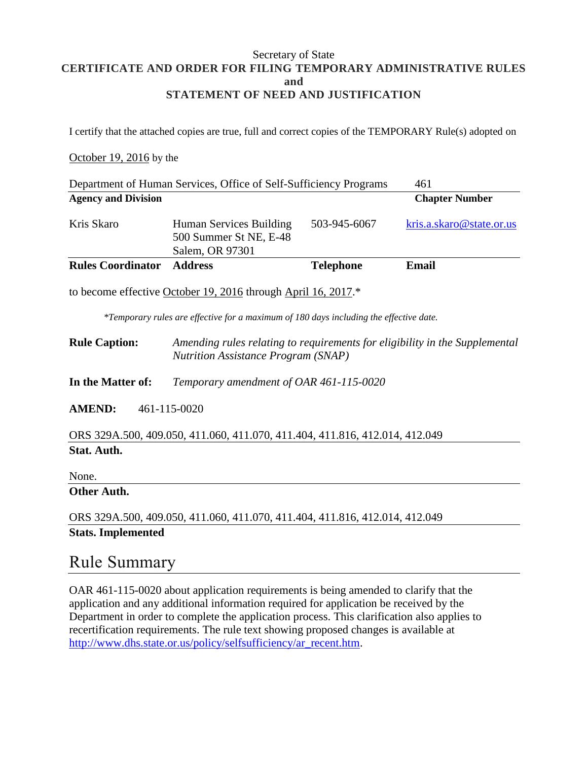Secretary of State

**CERTIFICATE AND ORDER FOR FILING TEMPORARY ADMINISTRATIVE RULES**
**and**
**STATEMENT OF NEED AND JUSTIFICATION**

I certify that the attached copies are true, full and correct copies of the TEMPORARY Rule(s) adopted on

October 19, 2016 by the

| Department of Human Services, Office of Self-Sufficiency Programs | 461 |
|---|---|
| **Agency and Division** | **Chapter Number** |

| Kris Skaro | Human Services Building<br>500 Summer St NE, E-48<br>Salem, OR 97301 | 503-945-6067 | kris.a.skaro@state.or.us |
|---|---|---|---|
| **Rules Coordinator** | **Address** | **Telephone** | **Email** |

to become effective October 19, 2016 through April 16, 2017.*

*\*Temporary rules are effective for a maximum of 180 days including the effective date.*

**Rule Caption:** *Amending rules relating to requirements for eligibility in the Supplemental Nutrition Assistance Program (SNAP)*

**In the Matter of:** *Temporary amendment of OAR 461-115-0020*

**AMEND:** 461-115-0020

ORS 329A.500, 409.050, 411.060, 411.070, 411.404, 411.816, 412.014, 412.049
**Stat. Auth.**

None.
**Other Auth.**

ORS 329A.500, 409.050, 411.060, 411.070, 411.404, 411.816, 412.014, 412.049
**Stats. Implemented**

# Rule Summary

OAR 461-115-0020 about application requirements is being amended to clarify that the application and any additional information required for application be received by the Department in order to complete the application process. This clarification also applies to recertification requirements. The rule text showing proposed changes is available at http://www.dhs.state.or.us/policy/selfsufficiency/ar_recent.htm.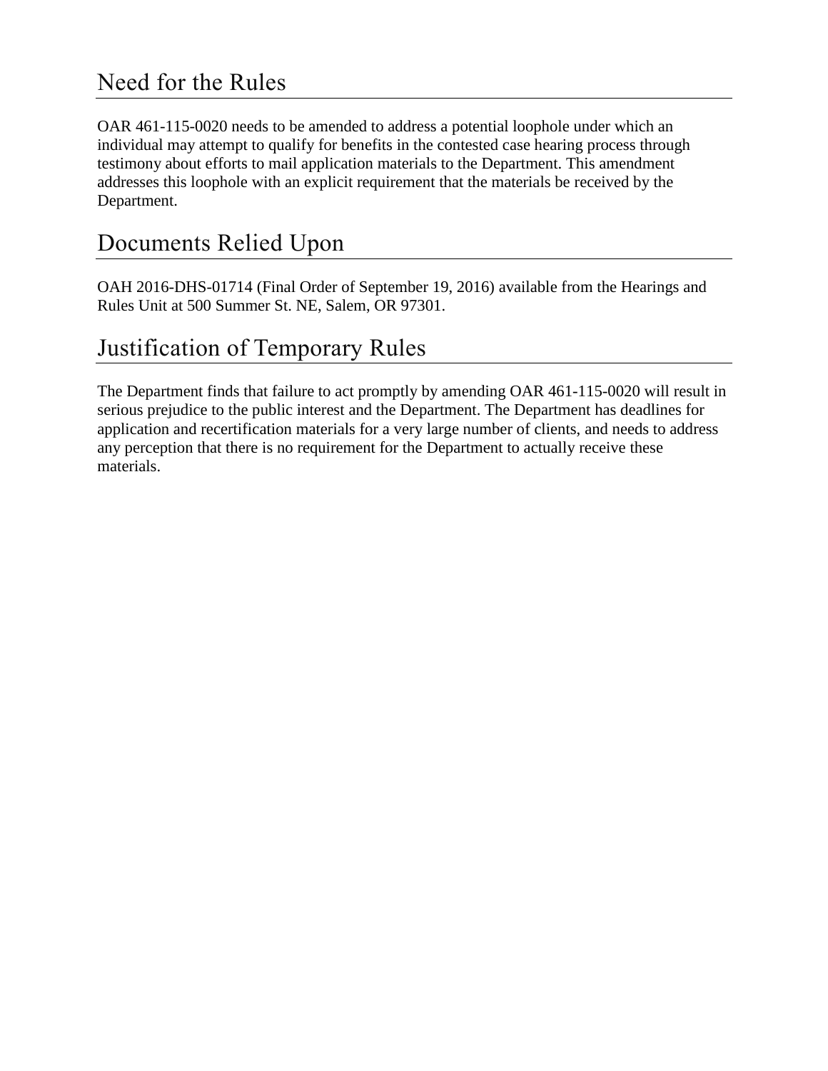## Need for the Rules

OAR 461-115-0020 needs to be amended to address a potential loophole under which an individual may attempt to qualify for benefits in the contested case hearing process through testimony about efforts to mail application materials to the Department. This amendment addresses this loophole with an explicit requirement that the materials be received by the Department.

## Documents Relied Upon

OAH 2016-DHS-01714 (Final Order of September 19, 2016) available from the Hearings and Rules Unit at 500 Summer St. NE, Salem, OR 97301.

## Justification of Temporary Rules

The Department finds that failure to act promptly by amending OAR 461-115-0020 will result in serious prejudice to the public interest and the Department. The Department has deadlines for application and recertification materials for a very large number of clients, and needs to address any perception that there is no requirement for the Department to actually receive these materials.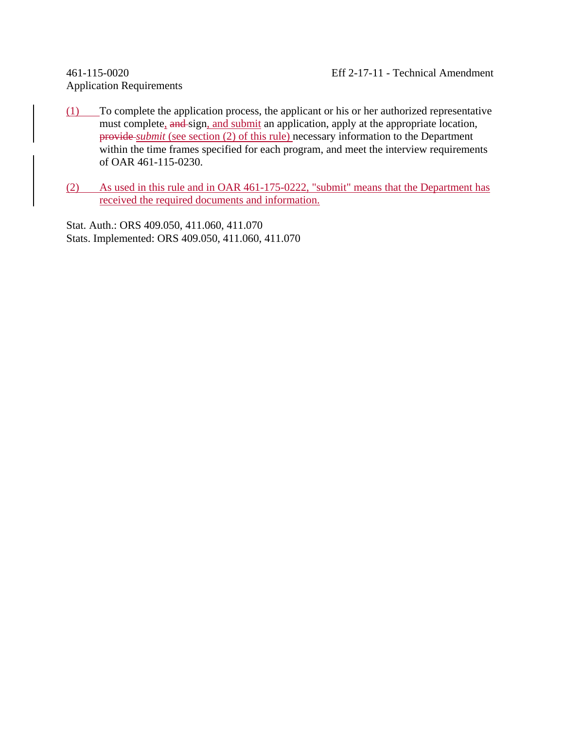461-115-0020
Application Requirements

Eff 2-17-11 - Technical Amendment

(1) To complete the application process, the applicant or his or her authorized representative must complete, ~~and~~ sign, and submit an application, apply at the appropriate location, ~~provide~~ *submit* (see section (2) of this rule) necessary information to the Department within the time frames specified for each program, and meet the interview requirements of OAR 461-115-0230.

(2) As used in this rule and in OAR 461-175-0222, "submit" means that the Department has received the required documents and information.

Stat. Auth.: ORS 409.050, 411.060, 411.070
Stats. Implemented: ORS 409.050, 411.060, 411.070